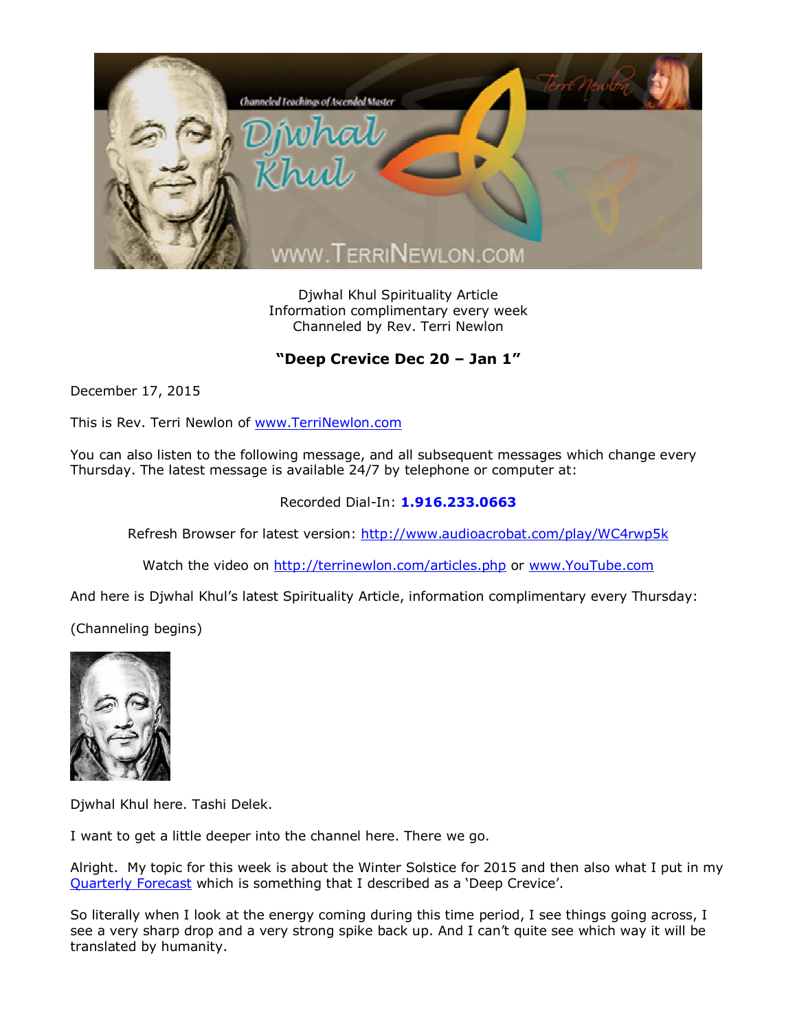Djwhal Khul Spirituality Article
Information complimentary every week
Channeled by Rev. Terri Newlon

## "Deep Crevice Dec 20 – Jan 1"

December 17, 2015

This is Rev. Terri Newlon of www.TerriNewlon.com

You can also listen to the following message, and all subsequent messages which change every Thursday. The latest message is available 24/7 by telephone or computer at:

Recorded Dial-In: **1.916.233.0663**

Refresh Browser for latest version: http://www.audioacrobat.com/play/WC4rwp5k

Watch the video on http://terrinewlon.com/articles.php or www.YouTube.com

And here is Djwhal Khul's latest Spirituality Article, information complimentary every Thursday:

(Channeling begins)

Djwhal Khul here. Tashi Delek.

I want to get a little deeper into the channel here. There we go.

Alright. My topic for this week is about the Winter Solstice for 2015 and then also what I put in my Quarterly Forecast which is something that I described as a 'Deep Crevice'.

So literally when I look at the energy coming during this time period, I see things going across, I see a very sharp drop and a very strong spike back up. And I can't quite see which way it will be translated by humanity.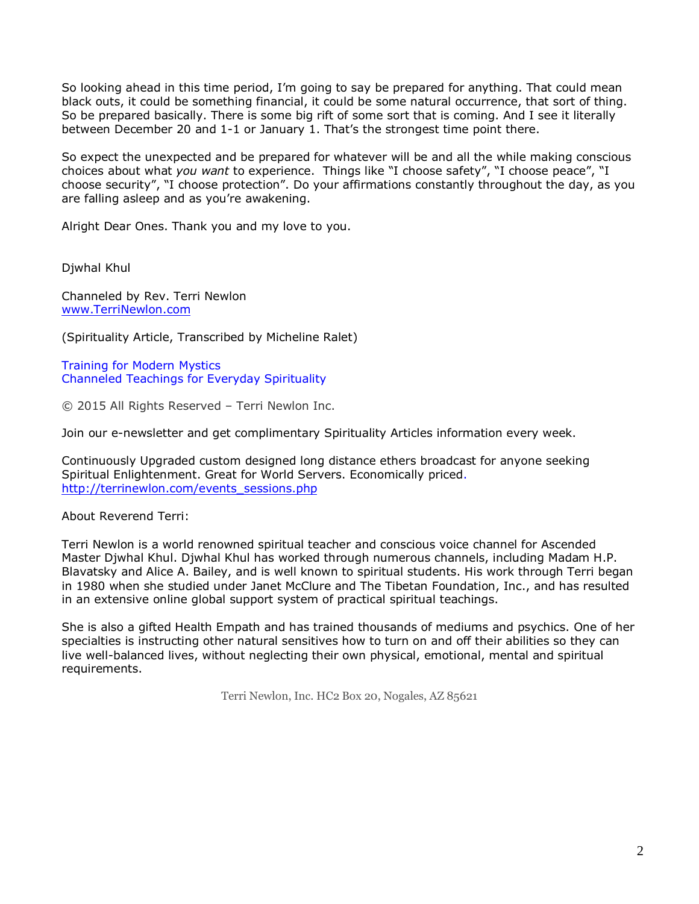So looking ahead in this time period, I'm going to say be prepared for anything. That could mean black outs, it could be something financial, it could be some natural occurrence, that sort of thing. So be prepared basically. There is some big rift of some sort that is coming. And I see it literally between December 20 and 1-1 or January 1. That's the strongest time point there.

So expect the unexpected and be prepared for whatever will be and all the while making conscious choices about what *you want* to experience. Things like "I choose safety", "I choose peace", "I choose security", "I choose protection". Do your affirmations constantly throughout the day, as you are falling asleep and as you're awakening.

Alright Dear Ones. Thank you and my love to you.

Djwhal Khul

Channeled by Rev. Terri Newlon
[www.TerriNewlon.com](www.TerriNewlon.com)

(Spirituality Article, Transcribed by Micheline Ralet)

Training for Modern Mystics
Channeled Teachings for Everyday Spirituality

© 2015 All Rights Reserved – Terri Newlon Inc.

Join our e-newsletter and get complimentary Spirituality Articles information every week.

Continuously Upgraded custom designed long distance ethers broadcast for anyone seeking Spiritual Enlightenment. Great for World Servers. Economically priced.
[http://terrinewlon.com/events_sessions.php](http://terrinewlon.com/events_sessions.php)

About Reverend Terri:

Terri Newlon is a world renowned spiritual teacher and conscious voice channel for Ascended Master Djwhal Khul. Djwhal Khul has worked through numerous channels, including Madam H.P. Blavatsky and Alice A. Bailey, and is well known to spiritual students. His work through Terri began in 1980 when she studied under Janet McClure and The Tibetan Foundation, Inc., and has resulted in an extensive online global support system of practical spiritual teachings.

She is also a gifted Health Empath and has trained thousands of mediums and psychics. One of her specialties is instructing other natural sensitives how to turn on and off their abilities so they can live well-balanced lives, without neglecting their own physical, emotional, mental and spiritual requirements.

Terri Newlon, Inc. HC2 Box 20, Nogales, AZ 85621